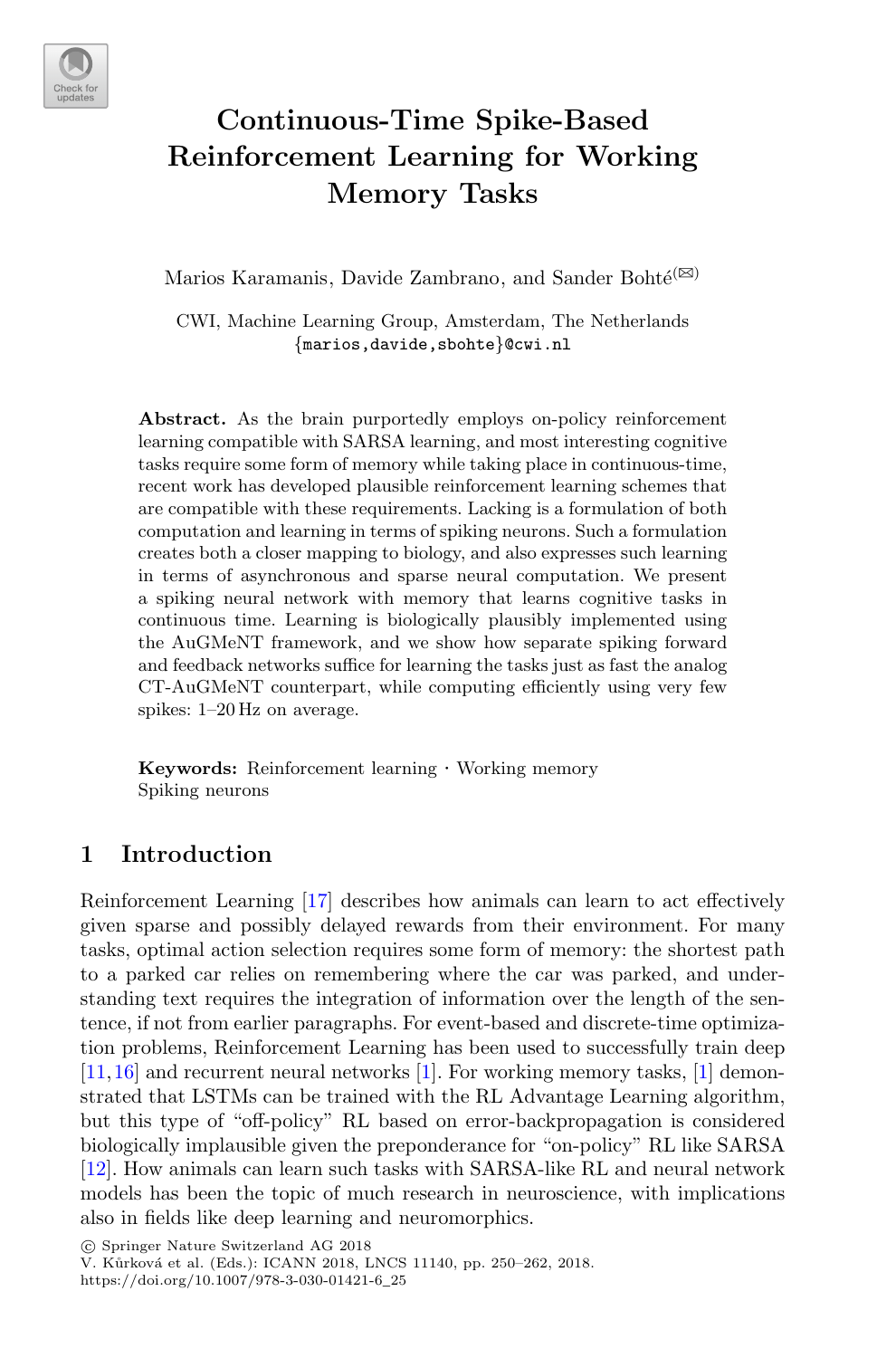# Continuous-Time Spike-Based Reinforcement Learning for Working Memory Tasks

Marios Karamanis, Davide Zambrano, and Sander Bohté(✉)

CWI, Machine Learning Group, Amsterdam, The Netherlands
{marios,davide,sbohte}@cwi.nl

**Abstract.** As the brain purportedly employs on-policy reinforcement learning compatible with SARSA learning, and most interesting cognitive tasks require some form of memory while taking place in continuous-time, recent work has developed plausible reinforcement learning schemes that are compatible with these requirements. Lacking is a formulation of both computation and learning in terms of spiking neurons. Such a formulation creates both a closer mapping to biology, and also expresses such learning in terms of asynchronous and sparse neural computation. We present a spiking neural network with memory that learns cognitive tasks in continuous time. Learning is biologically plausibly implemented using the AuGMeNT framework, and we show how separate spiking forward and feedback networks suffice for learning the tasks just as fast the analog CT-AuGMeNT counterpart, while computing efficiently using very few spikes: 1–20 Hz on average.

**Keywords:** Reinforcement learning · Working memory · Spiking neurons

## 1 Introduction

Reinforcement Learning [17] describes how animals can learn to act effectively given sparse and possibly delayed rewards from their environment. For many tasks, optimal action selection requires some form of memory: the shortest path to a parked car relies on remembering where the car was parked, and understanding text requires the integration of information over the length of the sentence, if not from earlier paragraphs. For event-based and discrete-time optimization problems, Reinforcement Learning has been used to successfully train deep [11,16] and recurrent neural networks [1]. For working memory tasks, [1] demonstrated that LSTMs can be trained with the RL Advantage Learning algorithm, but this type of "off-policy" RL based on error-backpropagation is considered biologically implausible given the preponderance for "on-policy" RL like SARSA [12]. How animals can learn such tasks with SARSA-like RL and neural network models has been the topic of much research in neuroscience, with implications also in fields like deep learning and neuromorphics.

© Springer Nature Switzerland AG 2018
V. Kůrková et al. (Eds.): ICANN 2018, LNCS 11140, pp. 250–262, 2018.
https://doi.org/10.1007/978-3-030-01421-6_25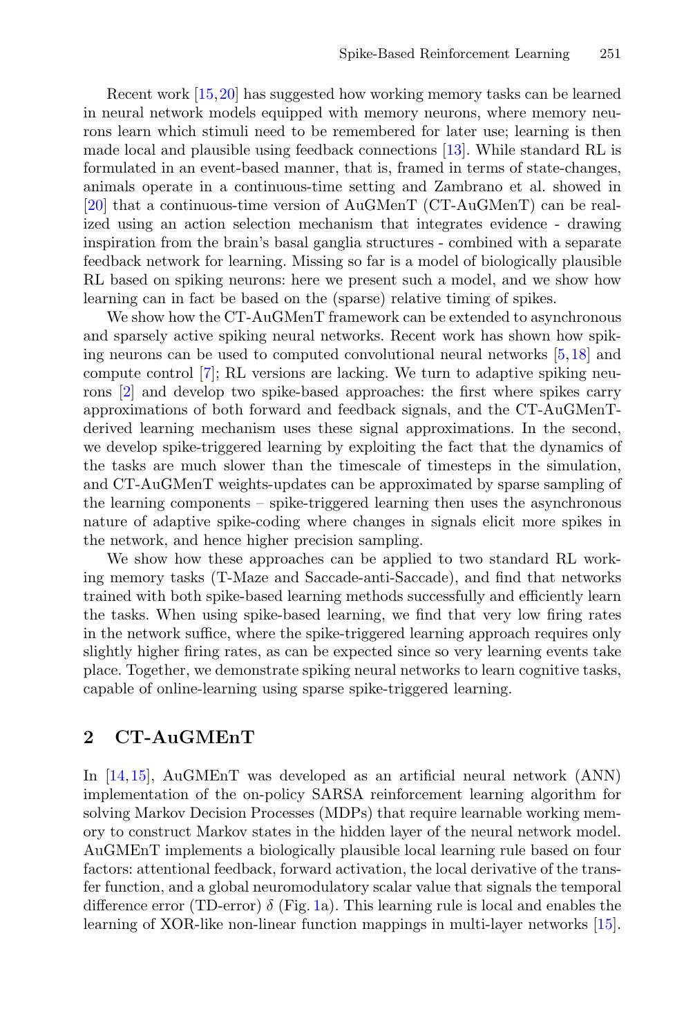Recent work [15,20] has suggested how working memory tasks can be learned in neural network models equipped with memory neurons, where memory neurons learn which stimuli need to be remembered for later use; learning is then made local and plausible using feedback connections [13]. While standard RL is formulated in an event-based manner, that is, framed in terms of state-changes, animals operate in a continuous-time setting and Zambrano et al. showed in [20] that a continuous-time version of AuGMEnT (CT-AuGMEnT) can be realized using an action selection mechanism that integrates evidence - drawing inspiration from the brain's basal ganglia structures - combined with a separate feedback network for learning. Missing so far is a model of biologically plausible RL based on spiking neurons: here we present such a model, and we show how learning can in fact be based on the (sparse) relative timing of spikes.

We show how the CT-AuGMEnT framework can be extended to asynchronous and sparsely active spiking neural networks. Recent work has shown how spiking neurons can be used to computed convolutional neural networks [5,18] and compute control [7]; RL versions are lacking. We turn to adaptive spiking neurons [2] and develop two spike-based approaches: the first where spikes carry approximations of both forward and feedback signals, and the CT-AuGMEnT-derived learning mechanism uses these signal approximations. In the second, we develop spike-triggered learning by exploiting the fact that the dynamics of the tasks are much slower than the timescale of timesteps in the simulation, and CT-AuGMEnT weights-updates can be approximated by sparse sampling of the learning components – spike-triggered learning then uses the asynchronous nature of adaptive spike-coding where changes in signals elicit more spikes in the network, and hence higher precision sampling.

We show how these approaches can be applied to two standard RL working memory tasks (T-Maze and Saccade-anti-Saccade), and find that networks trained with both spike-based learning methods successfully and efficiently learn the tasks. When using spike-based learning, we find that very low firing rates in the network suffice, where the spike-triggered learning approach requires only slightly higher firing rates, as can be expected since so very learning events take place. Together, we demonstrate spiking neural networks to learn cognitive tasks, capable of online-learning using sparse spike-triggered learning.

## 2 CT-AuGMEnT

In [14,15], AuGMEnT was developed as an artificial neural network (ANN) implementation of the on-policy SARSA reinforcement learning algorithm for solving Markov Decision Processes (MDPs) that require learnable working memory to construct Markov states in the hidden layer of the neural network model. AuGMEnT implements a biologically plausible local learning rule based on four factors: attentional feedback, forward activation, the local derivative of the transfer function, and a global neuromodulatory scalar value that signals the temporal difference error (TD-error) $\delta$ (Fig. 1a). This learning rule is local and enables the learning of XOR-like non-linear function mappings in multi-layer networks [15].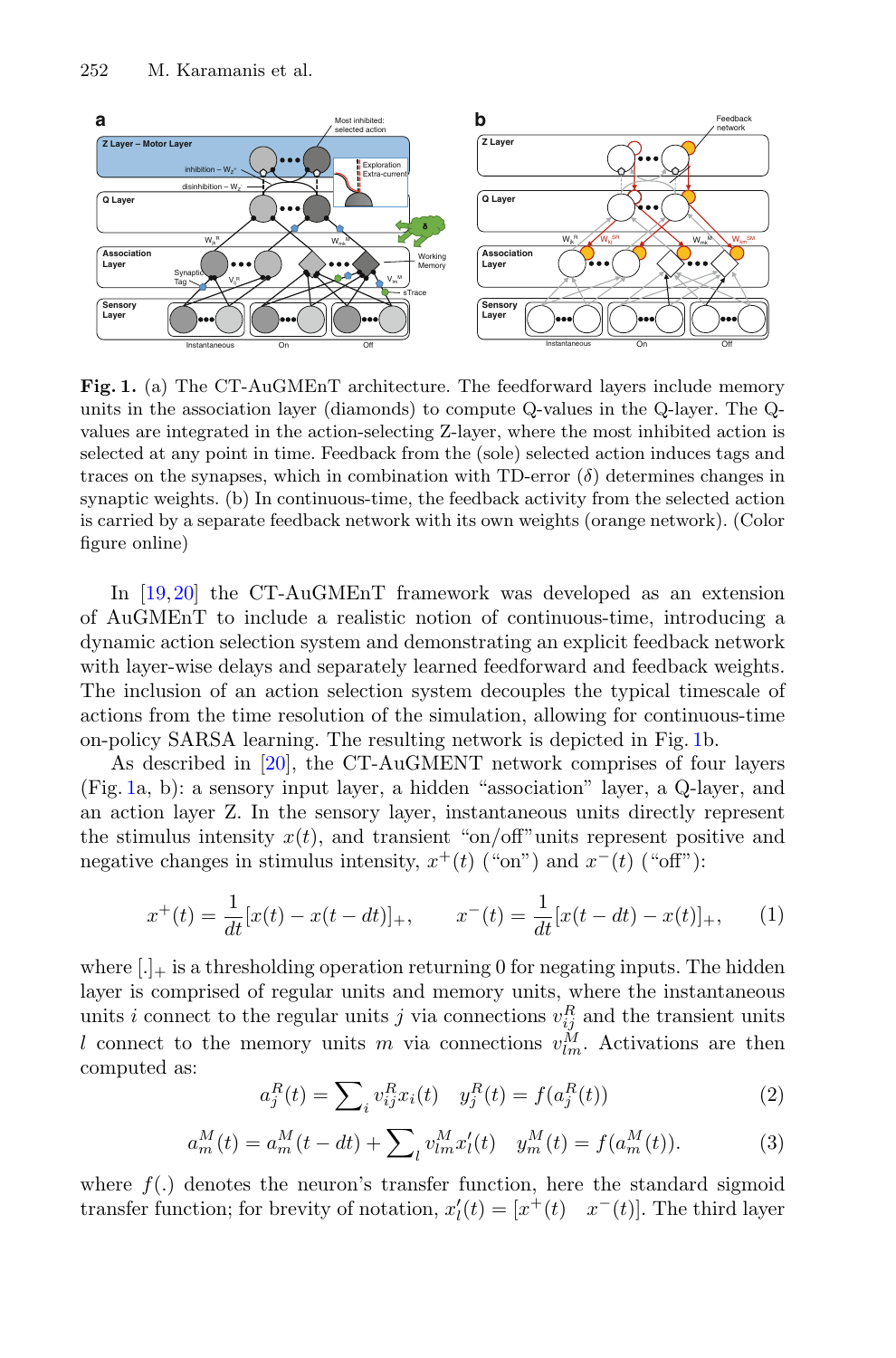**Fig. 1.** (a) The CT-AuGMEnT architecture. The feedforward layers include memory units in the association layer (diamonds) to compute Q-values in the Q-layer. The Q-values are integrated in the action-selecting Z-layer, where the most inhibited action is selected at any point in time. Feedback from the (sole) selected action induces tags and traces on the synapses, which in combination with TD-error ($\delta$) determines changes in synaptic weights. (b) In continuous-time, the feedback activity from the selected action is carried by a separate feedback network with its own weights (orange network). (Color figure online)

In [19,20] the CT-AuGMEnT framework was developed as an extension of AuGMEnT to include a realistic notion of continuous-time, introducing a dynamic action selection system and demonstrating an explicit feedback network with layer-wise delays and separately learned feedforward and feedback weights. The inclusion of an action selection system decouples the typical timescale of actions from the time resolution of the simulation, allowing for continuous-time on-policy SARSA learning. The resulting network is depicted in Fig. 1b.

As described in [20], the CT-AuGMENT network comprises of four layers (Fig. 1a, b): a sensory input layer, a hidden "association" layer, a Q-layer, and an action layer Z. In the sensory layer, instantaneous units directly represent the stimulus intensity $x(t)$, and transient "on/off" units represent positive and negative changes in stimulus intensity, $x^+(t)$ ("on") and $x^-(t)$ ("off"):

$$x^+(t) = \frac{1}{dt}[x(t) - x(t - dt)]_+, \qquad x^-(t) = \frac{1}{dt}[x(t - dt) - x(t)]_+, \tag{1}$$

where $[.]_+$ is a thresholding operation returning 0 for negating inputs. The hidden layer is comprised of regular units and memory units, where the instantaneous units $i$ connect to the regular units $j$ via connections $v^R_{ij}$ and the transient units $l$ connect to the memory units $m$ via connections $v^M_{lm}$. Activations are then computed as:

$$a^R_j(t) = \sum\nolimits_i v^R_{ij} x_i(t) \quad y^R_j(t) = f(a^R_j(t)) \tag{2}$$

$$a^M_m(t) = a^M_m(t - dt) + \sum\nolimits_l v^M_{lm} x'_l(t) \quad y^M_m(t) = f(a^M_m(t)). \tag{3}$$

where $f(.)$ denotes the neuron's transfer function, here the standard sigmoid transfer function; for brevity of notation, $x'_l(t) = [x^+(t) \quad x^-(t)]$. The third layer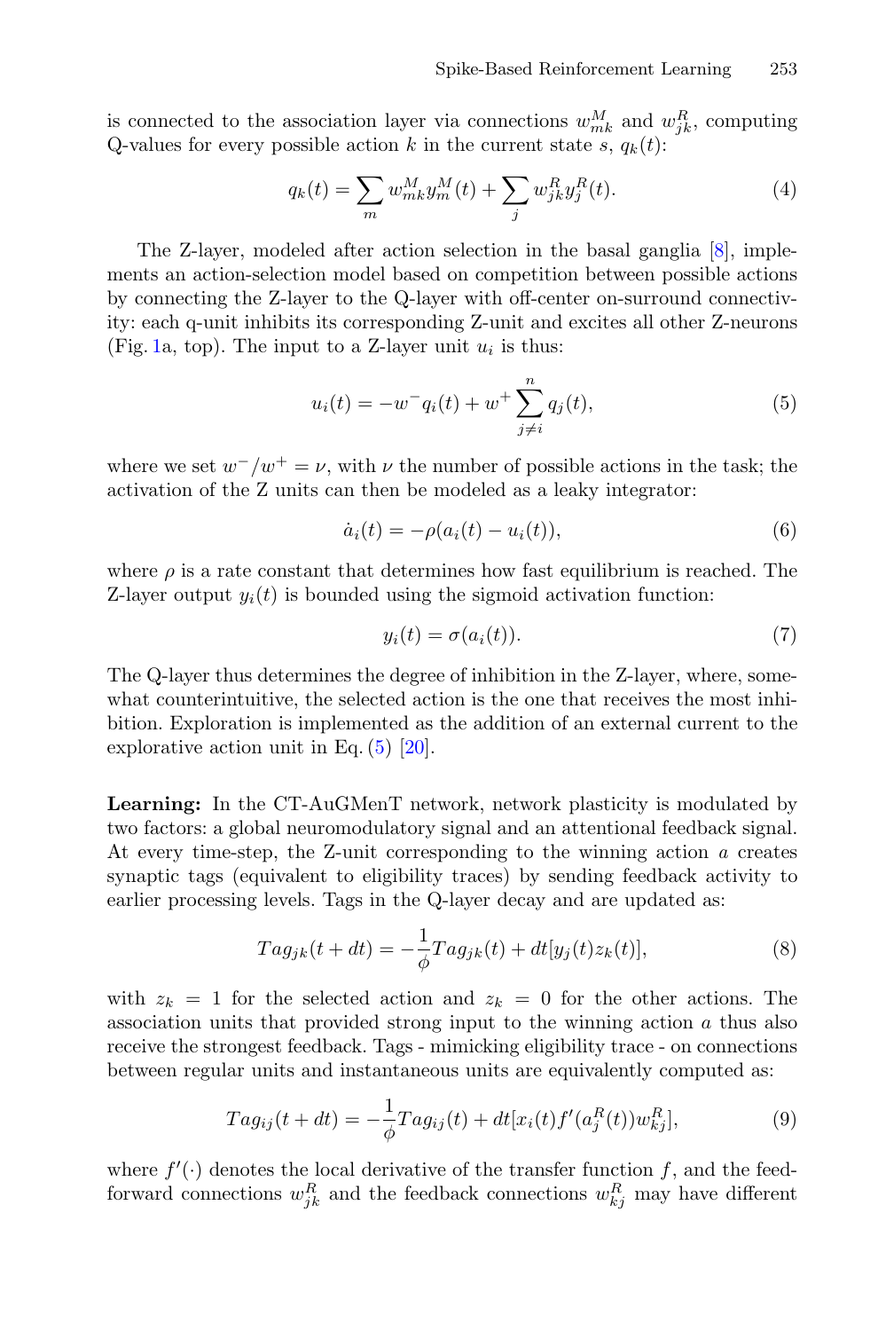is connected to the association layer via connections $w_{mk}^M$ and $w_{jk}^R$, computing Q-values for every possible action $k$ in the current state $s$, $q_k(t)$:

$$q_k(t) = \sum_m w_{mk}^M y_m^M(t) + \sum_j w_{jk}^R y_j^R(t). \tag{4}$$

The Z-layer, modeled after action selection in the basal ganglia [8], implements an action-selection model based on competition between possible actions by connecting the Z-layer to the Q-layer with off-center on-surround connectivity: each q-unit inhibits its corresponding Z-unit and excites all other Z-neurons (Fig. 1a, top). The input to a Z-layer unit $u_i$ is thus:

$$u_i(t) = -w^- q_i(t) + w^+ \sum_{j \neq i}^{n} q_j(t), \tag{5}$$

where we set $w^-/w^+ = \nu$, with $\nu$ the number of possible actions in the task; the activation of the Z units can then be modeled as a leaky integrator:

$$\dot{a}_i(t) = -\rho(a_i(t) - u_i(t)), \tag{6}$$

where $\rho$ is a rate constant that determines how fast equilibrium is reached. The Z-layer output $y_i(t)$ is bounded using the sigmoid activation function:

$$y_i(t) = \sigma(a_i(t)). \tag{7}$$

The Q-layer thus determines the degree of inhibition in the Z-layer, where, somewhat counterintuitive, the selected action is the one that receives the most inhibition. Exploration is implemented as the addition of an external current to the explorative action unit in Eq. (5) [20].

**Learning:** In the CT-AuGMenT network, network plasticity is modulated by two factors: a global neuromodulatory signal and an attentional feedback signal. At every time-step, the Z-unit corresponding to the winning action $a$ creates synaptic tags (equivalent to eligibility traces) by sending feedback activity to earlier processing levels. Tags in the Q-layer decay and are updated as:

$$Tag_{jk}(t + dt) = -\frac{1}{\phi} Tag_{jk}(t) + dt[y_j(t) z_k(t)], \tag{8}$$

with $z_k = 1$ for the selected action and $z_k = 0$ for the other actions. The association units that provided strong input to the winning action $a$ thus also receive the strongest feedback. Tags - mimicking eligibility trace - on connections between regular units and instantaneous units are equivalently computed as:

$$Tag_{ij}(t + dt) = -\frac{1}{\phi} Tag_{ij}(t) + dt[x_i(t) f'(a_j^R(t)) w_{kj}^R], \tag{9}$$

where $f'(\cdot)$ denotes the local derivative of the transfer function $f$, and the feedforward connections $w_{jk}^R$ and the feedback connections $w_{kj}^R$ may have different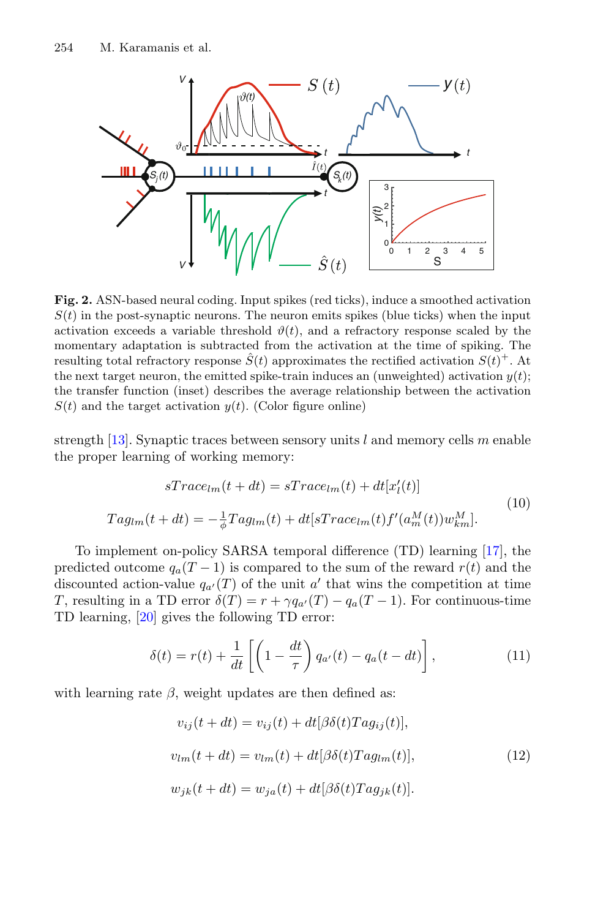**Fig. 2.** ASN-based neural coding. Input spikes (red ticks), induce a smoothed activation $S(t)$ in the post-synaptic neurons. The neuron emits spikes (blue ticks) when the input activation exceeds a variable threshold $\vartheta(t)$, and a refractory response scaled by the momentary adaptation is subtracted from the activation at the time of spiking. The resulting total refractory response $\hat{S}(t)$ approximates the rectified activation $S(t)^+$. At the next target neuron, the emitted spike-train induces an (unweighted) activation $y(t)$; the transfer function (inset) describes the average relationship between the activation $S(t)$ and the target activation $y(t)$. (Color figure online)

strength [13]. Synaptic traces between sensory units $l$ and memory cells $m$ enable the proper learning of working memory:

$$
\begin{aligned}
sTrace_{lm}(t+dt) &= sTrace_{lm}(t) + dt[x'_l(t)] \\
Tag_{lm}(t+dt) &= -\tfrac{1}{\phi}Tag_{lm}(t) + dt[sTrace_{lm}(t) f'(a^M_m(t)) w^M_{km}].
\end{aligned}
\tag{10}
$$

To implement on-policy SARSA temporal difference (TD) learning [17], the predicted outcome $q_a(T-1)$ is compared to the sum of the reward $r(t)$ and the discounted action-value $q_{a'}(T)$ of the unit $a'$ that wins the competition at time $T$, resulting in a TD error $\delta(T) = r + \gamma q_{a'}(T) - q_a(T-1)$. For continuous-time TD learning, [20] gives the following TD error:

$$
\delta(t) = r(t) + \frac{1}{dt}\left[\left(1 - \frac{dt}{\tau}\right) q_{a'}(t) - q_a(t-dt)\right],
\tag{11}
$$

with learning rate $\beta$, weight updates are then defined as:

$$
\begin{aligned}
v_{ij}(t+dt) &= v_{ij}(t) + dt[\beta\delta(t) Tag_{ij}(t)], \\
v_{lm}(t+dt) &= v_{lm}(t) + dt[\beta\delta(t) Tag_{lm}(t)], \\
w_{jk}(t+dt) &= w_{ja}(t) + dt[\beta\delta(t) Tag_{jk}(t)].
\end{aligned}
\tag{12}
$$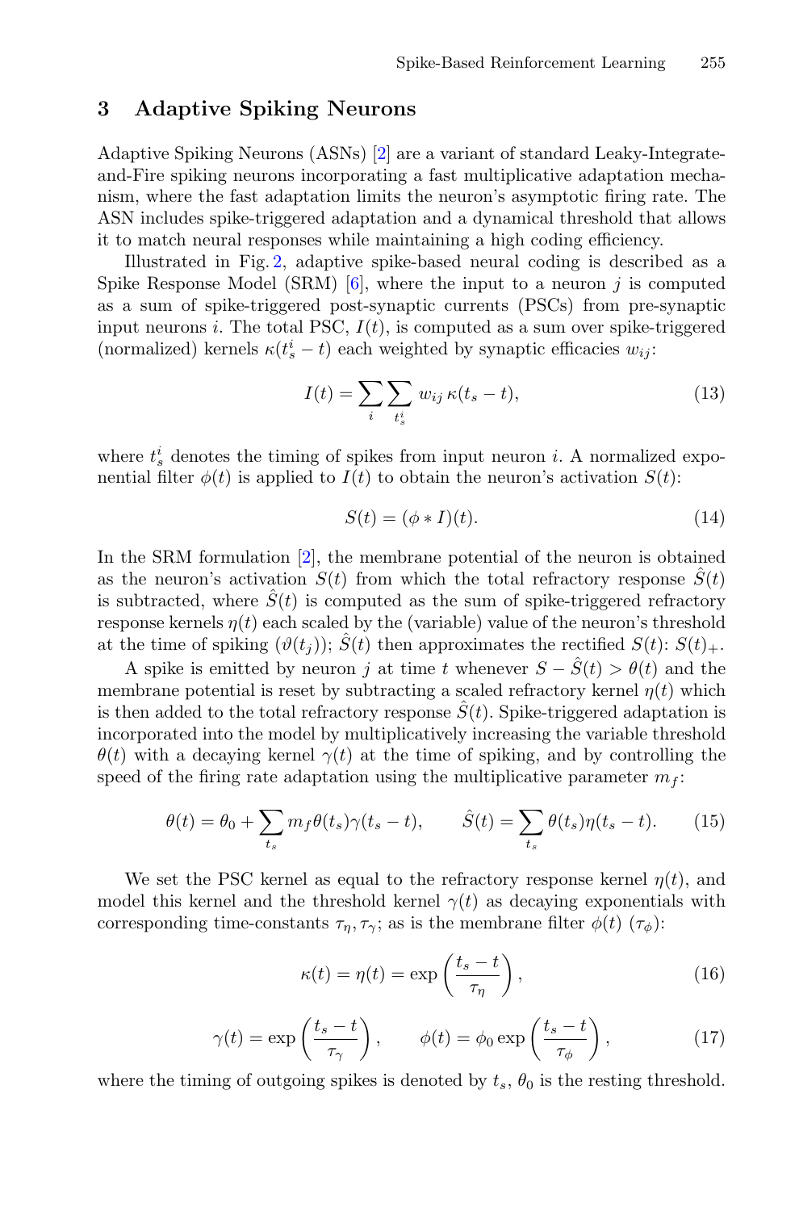## 3 Adaptive Spiking Neurons

Adaptive Spiking Neurons (ASNs) [2] are a variant of standard Leaky-Integrate-and-Fire spiking neurons incorporating a fast multiplicative adaptation mechanism, where the fast adaptation limits the neuron's asymptotic firing rate. The ASN includes spike-triggered adaptation and a dynamical threshold that allows it to match neural responses while maintaining a high coding efficiency.

Illustrated in Fig. 2, adaptive spike-based neural coding is described as a Spike Response Model (SRM) [6], where the input to a neuron $j$ is computed as a sum of spike-triggered post-synaptic currents (PSCs) from pre-synaptic input neurons $i$. The total PSC, $I(t)$, is computed as a sum over spike-triggered (normalized) kernels $\kappa(t_s^i - t)$ each weighted by synaptic efficacies $w_{ij}$:

$$I(t) = \sum_i \sum_{t_s^i} w_{ij}\, \kappa(t_s - t), \tag{13}$$

where $t_s^i$ denotes the timing of spikes from input neuron $i$. A normalized exponential filter $\phi(t)$ is applied to $I(t)$ to obtain the neuron's activation $S(t)$:

$$S(t) = (\phi * I)(t). \tag{14}$$

In the SRM formulation [2], the membrane potential of the neuron is obtained as the neuron's activation $S(t)$ from which the total refractory response $\hat{S}(t)$ is subtracted, where $\hat{S}(t)$ is computed as the sum of spike-triggered refractory response kernels $\eta(t)$ each scaled by the (variable) value of the neuron's threshold at the time of spiking ($\vartheta(t_j)$); $\hat{S}(t)$ then approximates the rectified $S(t)$: $S(t)_+$.

A spike is emitted by neuron $j$ at time $t$ whenever $S - \hat{S}(t) > \theta(t)$ and the membrane potential is reset by subtracting a scaled refractory kernel $\eta(t)$ which is then added to the total refractory response $\hat{S}(t)$. Spike-triggered adaptation is incorporated into the model by multiplicatively increasing the variable threshold $\theta(t)$ with a decaying kernel $\gamma(t)$ at the time of spiking, and by controlling the speed of the firing rate adaptation using the multiplicative parameter $m_f$:

$$\theta(t) = \theta_0 + \sum_{t_s} m_f \theta(t_s)\gamma(t_s - t), \qquad \hat{S}(t) = \sum_{t_s} \theta(t_s)\eta(t_s - t). \tag{15}$$

We set the PSC kernel as equal to the refractory response kernel $\eta(t)$, and model this kernel and the threshold kernel $\gamma(t)$ as decaying exponentials with corresponding time-constants $\tau_\eta, \tau_\gamma$; as is the membrane filter $\phi(t)$ ($\tau_\phi$):

$$\kappa(t) = \eta(t) = \exp\left(\frac{t_s - t}{\tau_\eta}\right), \tag{16}$$

$$\gamma(t) = \exp\left(\frac{t_s - t}{\tau_\gamma}\right), \qquad \phi(t) = \phi_0 \exp\left(\frac{t_s - t}{\tau_\phi}\right), \tag{17}$$

where the timing of outgoing spikes is denoted by $t_s$, $\theta_0$ is the resting threshold.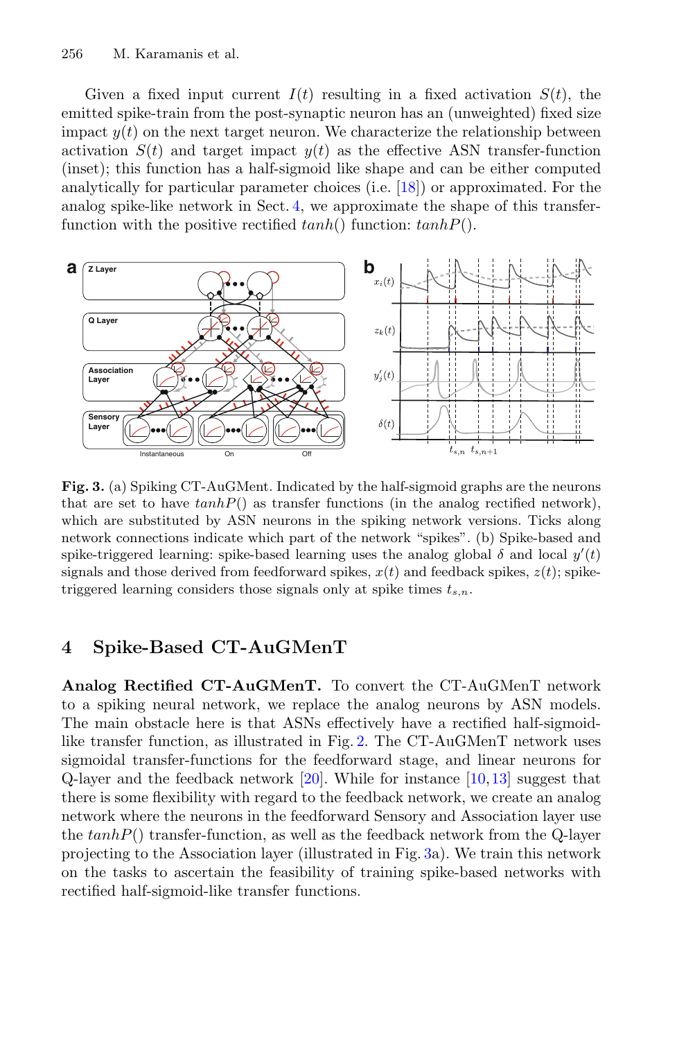Given a fixed input current $I(t)$ resulting in a fixed activation $S(t)$, the emitted spike-train from the post-synaptic neuron has an (unweighted) fixed size impact $y(t)$ on the next target neuron. We characterize the relationship between activation $S(t)$ and target impact $y(t)$ as the effective ASN transfer-function (inset); this function has a half-sigmoid like shape and can be either computed analytically for particular parameter choices (i.e. [18]) or approximated. For the analog spike-like network in Sect. 4, we approximate the shape of this transfer-function with the positive rectified $tanh()$ function: $tanhP()$.

**Fig. 3.** (a) Spiking CT-AuGMent. Indicated by the half-sigmoid graphs are the neurons that are set to have $tanhP()$ as transfer functions (in the analog rectified network), which are substituted by ASN neurons in the spiking network versions. Ticks along network connections indicate which part of the network "spikes". (b) Spike-based and spike-triggered learning: spike-based learning uses the analog global $\delta$ and local $y'(t)$ signals and those derived from feedforward spikes, $x(t)$ and feedback spikes, $z(t)$; spike-triggered learning considers those signals only at spike times $t_{s,n}$.

## 4 Spike-Based CT-AuGMenT

**Analog Rectified CT-AuGMenT.** To convert the CT-AuGMenT network to a spiking neural network, we replace the analog neurons by ASN models. The main obstacle here is that ASNs effectively have a rectified half-sigmoid-like transfer function, as illustrated in Fig. 2. The CT-AuGMenT network uses sigmoidal transfer-functions for the feedforward stage, and linear neurons for Q-layer and the feedback network [20]. While for instance [10,13] suggest that there is some flexibility with regard to the feedback network, we create an analog network where the neurons in the feedforward Sensory and Association layer use the $tanhP()$ transfer-function, as well as the feedback network from the Q-layer projecting to the Association layer (illustrated in Fig. 3a). We train this network on the tasks to ascertain the feasibility of training spike-based networks with rectified half-sigmoid-like transfer functions.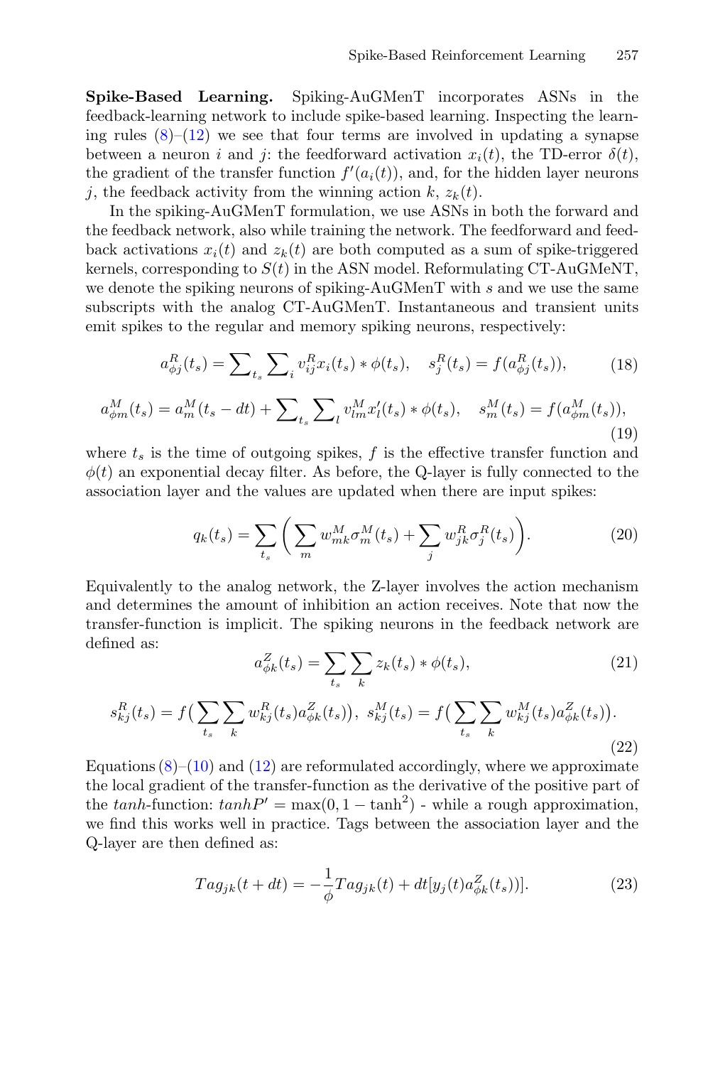**Spike-Based Learning.** Spiking-AuGMenT incorporates ASNs in the feedback-learning network to include spike-based learning. Inspecting the learning rules (8)–(12) we see that four terms are involved in updating a synapse between a neuron $i$ and $j$: the feedforward activation $x_i(t)$, the TD-error $\delta(t)$, the gradient of the transfer function $f'(a_i(t))$, and, for the hidden layer neurons $j$, the feedback activity from the winning action $k$, $z_k(t)$.

In the spiking-AuGMenT formulation, we use ASNs in both the forward and the feedback network, also while training the network. The feedforward and feedback activations $x_i(t)$ and $z_k(t)$ are both computed as a sum of spike-triggered kernels, corresponding to $S(t)$ in the ASN model. Reformulating CT-AuGMeNT, we denote the spiking neurons of spiking-AuGMenT with $s$ and we use the same subscripts with the analog CT-AuGMenT. Instantaneous and transient units emit spikes to the regular and memory spiking neurons, respectively:

$$a^R_{\phi j}(t_s) = \sum\nolimits_{t_s} \sum\nolimits_{i} v^R_{ij} x_i(t_s) * \phi(t_s), \quad s^R_j(t_s) = f(a^R_{\phi j}(t_s)), \tag{18}$$

$$a^M_{\phi m}(t_s) = a^M_m(t_s - dt) + \sum\nolimits_{t_s} \sum\nolimits_{l} v^M_{lm} x'_l(t_s) * \phi(t_s), \quad s^M_m(t_s) = f(a^M_{\phi m}(t_s)), \tag{19}$$

where $t_s$ is the time of outgoing spikes, $f$ is the effective transfer function and $\phi(t)$ an exponential decay filter. As before, the Q-layer is fully connected to the association layer and the values are updated when there are input spikes:

$$q_k(t_s) = \sum_{t_s} \bigg( \sum_{m} w^M_{mk} \sigma^M_m(t_s) + \sum_{j} w^R_{jk} \sigma^R_j(t_s) \bigg). \tag{20}$$

Equivalently to the analog network, the Z-layer involves the action mechanism and determines the amount of inhibition an action receives. Note that now the transfer-function is implicit. The spiking neurons in the feedback network are defined as:

$$a^Z_{\phi k}(t_s) = \sum_{t_s} \sum_{k} z_k(t_s) * \phi(t_s), \tag{21}$$

$$s^R_{kj}(t_s) = f\big( \sum_{t_s} \sum_{k} w^R_{kj}(t_s) a^Z_{\phi k}(t_s) \big), \; s^M_{kj}(t_s) = f\big( \sum_{t_s} \sum_{k} w^M_{kj}(t_s) a^Z_{\phi k}(t_s) \big). \tag{22}$$

Equations (8)–(10) and (12) are reformulated accordingly, where we approximate the local gradient of the transfer-function as the derivative of the positive part of the *tanh*-function: $tanhP' = \max(0, 1 - \tanh^2)$ - while a rough approximation, we find this works well in practice. Tags between the association layer and the Q-layer are then defined as:

$$Tag_{jk}(t + dt) = -\frac{1}{\phi} Tag_{jk}(t) + dt[y_j(t) a^Z_{\phi k}(t_s))]. \tag{23}$$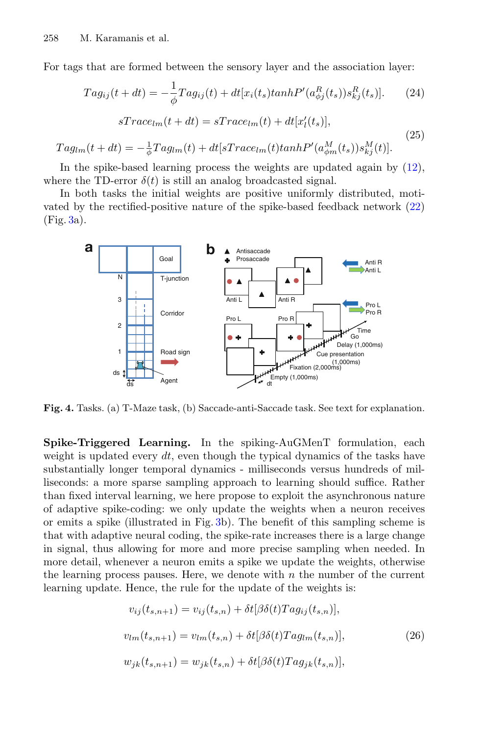For tags that are formed between the sensory layer and the association layer:

$$Tag_{ij}(t+dt) = -\frac{1}{\phi}Tag_{ij}(t) + dt[x_i(t_s)tanhP'(a^R_{\phi j}(t_s))s^R_{kj}(t_s)]. \tag{24}$$

$$\begin{aligned} sTrace_{lm}(t+dt) &= sTrace_{lm}(t) + dt[x'_l(t_s)], \\ Tag_{lm}(t+dt) &= -\tfrac{1}{\phi}Tag_{lm}(t) + dt[sTrace_{lm}(t)tanhP'(a^M_{\phi m}(t_s))s^M_{kj}(t)]. \end{aligned} \tag{25}$$

In the spike-based learning process the weights are updated again by (12), where the TD-error $\delta(t)$ is still an analog broadcasted signal.

In both tasks the initial weights are positive uniformly distributed, motivated by the rectified-positive nature of the spike-based feedback network (22) (Fig. 3a).

**Fig. 4.** Tasks. (a) T-Maze task, (b) Saccade-anti-Saccade task. See text for explanation.

**Spike-Triggered Learning.** In the spiking-AuGMenT formulation, each weight is updated every $dt$, even though the typical dynamics of the tasks have substantially longer temporal dynamics - milliseconds versus hundreds of milliseconds: a more sparse sampling approach to learning should suffice. Rather than fixed interval learning, we here propose to exploit the asynchronous nature of adaptive spike-coding: we only update the weights when a neuron receives or emits a spike (illustrated in Fig. 3b). The benefit of this sampling scheme is that with adaptive neural coding, the spike-rate increases there is a large change in signal, thus allowing for more and more precise sampling when needed. In more detail, whenever a neuron emits a spike we update the weights, otherwise the learning process pauses. Here, we denote with $n$ the number of the current learning update. Hence, the rule for the update of the weights is:

$$\begin{aligned} v_{ij}(t_{s,n+1}) &= v_{ij}(t_{s,n}) + \delta t[\beta\delta(t)Tag_{ij}(t_{s,n})], \\ v_{lm}(t_{s,n+1}) &= v_{lm}(t_{s,n}) + \delta t[\beta\delta(t)Tag_{lm}(t_{s,n})], \\ w_{jk}(t_{s,n+1}) &= w_{jk}(t_{s,n}) + \delta t[\beta\delta(t)Tag_{jk}(t_{s,n})], \end{aligned} \tag{26}$$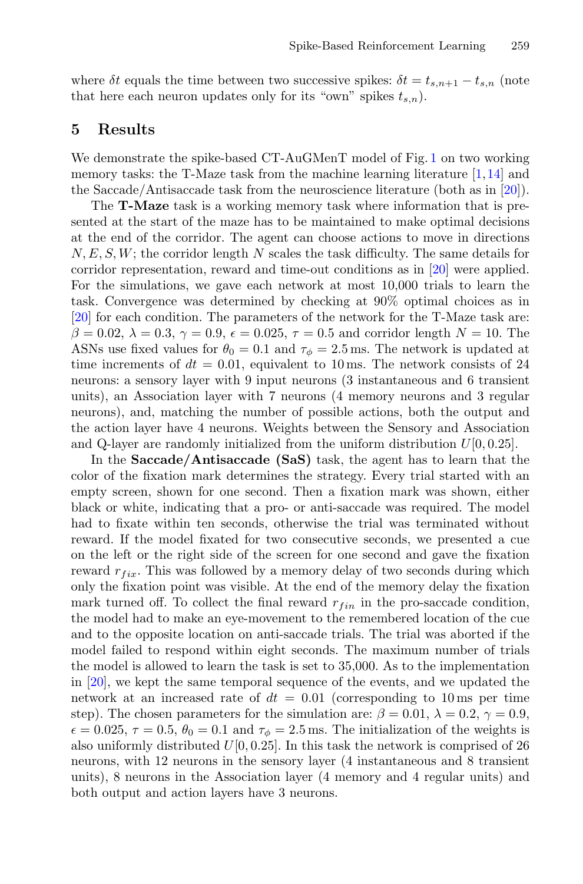where $\delta t$ equals the time between two successive spikes: $\delta t = t_{s,n+1} - t_{s,n}$ (note that here each neuron updates only for its "own" spikes $t_{s,n}$).

## 5 Results

We demonstrate the spike-based CT-AuGMenT model of Fig. 1 on two working memory tasks: the T-Maze task from the machine learning literature [1,14] and the Saccade/Antisaccade task from the neuroscience literature (both as in [20]).

The **T-Maze** task is a working memory task where information that is presented at the start of the maze has to be maintained to make optimal decisions at the end of the corridor. The agent can choose actions to move in directions $N, E, S, W$; the corridor length $N$ scales the task difficulty. The same details for corridor representation, reward and time-out conditions as in [20] were applied. For the simulations, we gave each network at most 10,000 trials to learn the task. Convergence was determined by checking at 90% optimal choices as in [20] for each condition. The parameters of the network for the T-Maze task are: $\beta = 0.02$, $\lambda = 0.3$, $\gamma = 0.9$, $\epsilon = 0.025$, $\tau = 0.5$ and corridor length $N = 10$. The ASNs use fixed values for $\theta_0 = 0.1$ and $\tau_\phi = 2.5$ ms. The network is updated at time increments of $dt = 0.01$, equivalent to 10 ms. The network consists of 24 neurons: a sensory layer with 9 input neurons (3 instantaneous and 6 transient units), an Association layer with 7 neurons (4 memory neurons and 3 regular neurons), and, matching the number of possible actions, both the output and the action layer have 4 neurons. Weights between the Sensory and Association and Q-layer are randomly initialized from the uniform distribution $U[0, 0.25]$.

In the **Saccade/Antisaccade (SaS)** task, the agent has to learn that the color of the fixation mark determines the strategy. Every trial started with an empty screen, shown for one second. Then a fixation mark was shown, either black or white, indicating that a pro- or anti-saccade was required. The model had to fixate within ten seconds, otherwise the trial was terminated without reward. If the model fixated for two consecutive seconds, we presented a cue on the left or the right side of the screen for one second and gave the fixation reward $r_{fix}$. This was followed by a memory delay of two seconds during which only the fixation point was visible. At the end of the memory delay the fixation mark turned off. To collect the final reward $r_{fin}$ in the pro-saccade condition, the model had to make an eye-movement to the remembered location of the cue and to the opposite location on anti-saccade trials. The trial was aborted if the model failed to respond within eight seconds. The maximum number of trials the model is allowed to learn the task is set to 35,000. As to the implementation in [20], we kept the same temporal sequence of the events, and we updated the network at an increased rate of $dt = 0.01$ (corresponding to 10 ms per time step). The chosen parameters for the simulation are: $\beta = 0.01$, $\lambda = 0.2$, $\gamma = 0.9$, $\epsilon = 0.025$, $\tau = 0.5$, $\theta_0 = 0.1$ and $\tau_\phi = 2.5$ ms. The initialization of the weights is also uniformly distributed $U[0, 0.25]$. In this task the network is comprised of 26 neurons, with 12 neurons in the sensory layer (4 instantaneous and 8 transient units), 8 neurons in the Association layer (4 memory and 4 regular units) and both output and action layers have 3 neurons.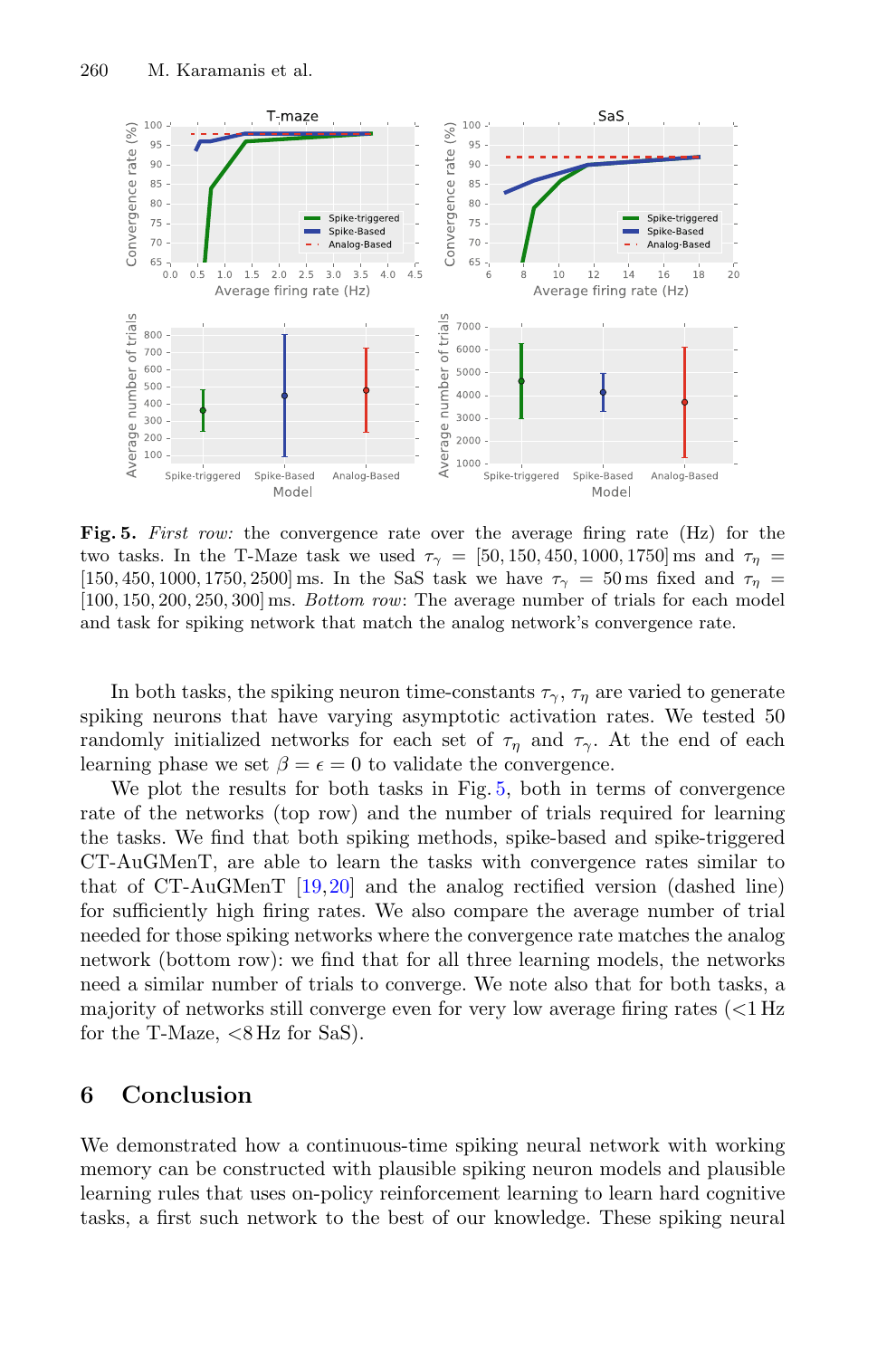**Fig. 5.** *First row:* the convergence rate over the average firing rate (Hz) for the two tasks. In the T-Maze task we used $\tau_\gamma = [50, 150, 450, 1000, 1750]$ ms and $\tau_\eta = [150, 450, 1000, 1750, 2500]$ ms. In the SaS task we have $\tau_\gamma = 50$ ms fixed and $\tau_\eta = [100, 150, 200, 250, 300]$ ms. *Bottom row*: The average number of trials for each model and task for spiking network that match the analog network's convergence rate.

In both tasks, the spiking neuron time-constants $\tau_\gamma$, $\tau_\eta$ are varied to generate spiking neurons that have varying asymptotic activation rates. We tested 50 randomly initialized networks for each set of $\tau_\eta$ and $\tau_\gamma$. At the end of each learning phase we set $\beta = \epsilon = 0$ to validate the convergence.

We plot the results for both tasks in Fig. 5, both in terms of convergence rate of the networks (top row) and the number of trials required for learning the tasks. We find that both spiking methods, spike-based and spike-triggered CT-AuGMenT, are able to learn the tasks with convergence rates similar to that of CT-AuGMenT [19,20] and the analog rectified version (dashed line) for sufficiently high firing rates. We also compare the average number of trial needed for those spiking networks where the convergence rate matches the analog network (bottom row): we find that for all three learning models, the networks need a similar number of trials to converge. We note also that for both tasks, a majority of networks still converge even for very low average firing rates (<1 Hz for the T-Maze, <8 Hz for SaS).

## 6 Conclusion

We demonstrated how a continuous-time spiking neural network with working memory can be constructed with plausible spiking neuron models and plausible learning rules that uses on-policy reinforcement learning to learn hard cognitive tasks, a first such network to the best of our knowledge. These spiking neural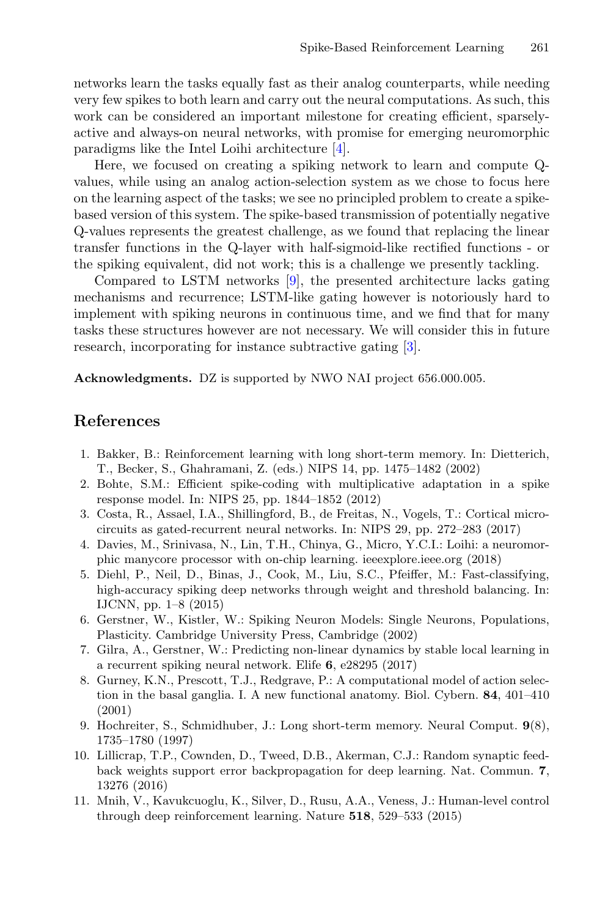networks learn the tasks equally fast as their analog counterparts, while needing very few spikes to both learn and carry out the neural computations. As such, this work can be considered an important milestone for creating efficient, sparsely-active and always-on neural networks, with promise for emerging neuromorphic paradigms like the Intel Loihi architecture [4].

Here, we focused on creating a spiking network to learn and compute Q-values, while using an analog action-selection system as we chose to focus here on the learning aspect of the tasks; we see no principled problem to create a spike-based version of this system. The spike-based transmission of potentially negative Q-values represents the greatest challenge, as we found that replacing the linear transfer functions in the Q-layer with half-sigmoid-like rectified functions - or the spiking equivalent, did not work; this is a challenge we presently tackling.

Compared to LSTM networks [9], the presented architecture lacks gating mechanisms and recurrence; LSTM-like gating however is notoriously hard to implement with spiking neurons in continuous time, and we find that for many tasks these structures however are not necessary. We will consider this in future research, incorporating for instance subtractive gating [3].

**Acknowledgments.** DZ is supported by NWO NAI project 656.000.005.

## References

1. Bakker, B.: Reinforcement learning with long short-term memory. In: Dietterich, T., Becker, S., Ghahramani, Z. (eds.) NIPS 14, pp. 1475–1482 (2002)
2. Bohte, S.M.: Efficient spike-coding with multiplicative adaptation in a spike response model. In: NIPS 25, pp. 1844–1852 (2012)
3. Costa, R., Assael, I.A., Shillingford, B., de Freitas, N., Vogels, T.: Cortical microcircuits as gated-recurrent neural networks. In: NIPS 29, pp. 272–283 (2017)
4. Davies, M., Srinivasa, N., Lin, T.H., Chinya, G., Micro, Y.C.I.: Loihi: a neuromorphic manycore processor with on-chip learning. ieeexplore.ieee.org (2018)
5. Diehl, P., Neil, D., Binas, J., Cook, M., Liu, S.C., Pfeiffer, M.: Fast-classifying, high-accuracy spiking deep networks through weight and threshold balancing. In: IJCNN, pp. 1–8 (2015)
6. Gerstner, W., Kistler, W.: Spiking Neuron Models: Single Neurons, Populations, Plasticity. Cambridge University Press, Cambridge (2002)
7. Gilra, A., Gerstner, W.: Predicting non-linear dynamics by stable local learning in a recurrent spiking neural network. Elife **6**, e28295 (2017)
8. Gurney, K.N., Prescott, T.J., Redgrave, P.: A computational model of action selection in the basal ganglia. I. A new functional anatomy. Biol. Cybern. **84**, 401–410 (2001)
9. Hochreiter, S., Schmidhuber, J.: Long short-term memory. Neural Comput. **9**(8), 1735–1780 (1997)
10. Lillicrap, T.P., Cownden, D., Tweed, D.B., Akerman, C.J.: Random synaptic feedback weights support error backpropagation for deep learning. Nat. Commun. **7**, 13276 (2016)
11. Mnih, V., Kavukcuoglu, K., Silver, D., Rusu, A.A., Veness, J.: Human-level control through deep reinforcement learning. Nature **518**, 529–533 (2015)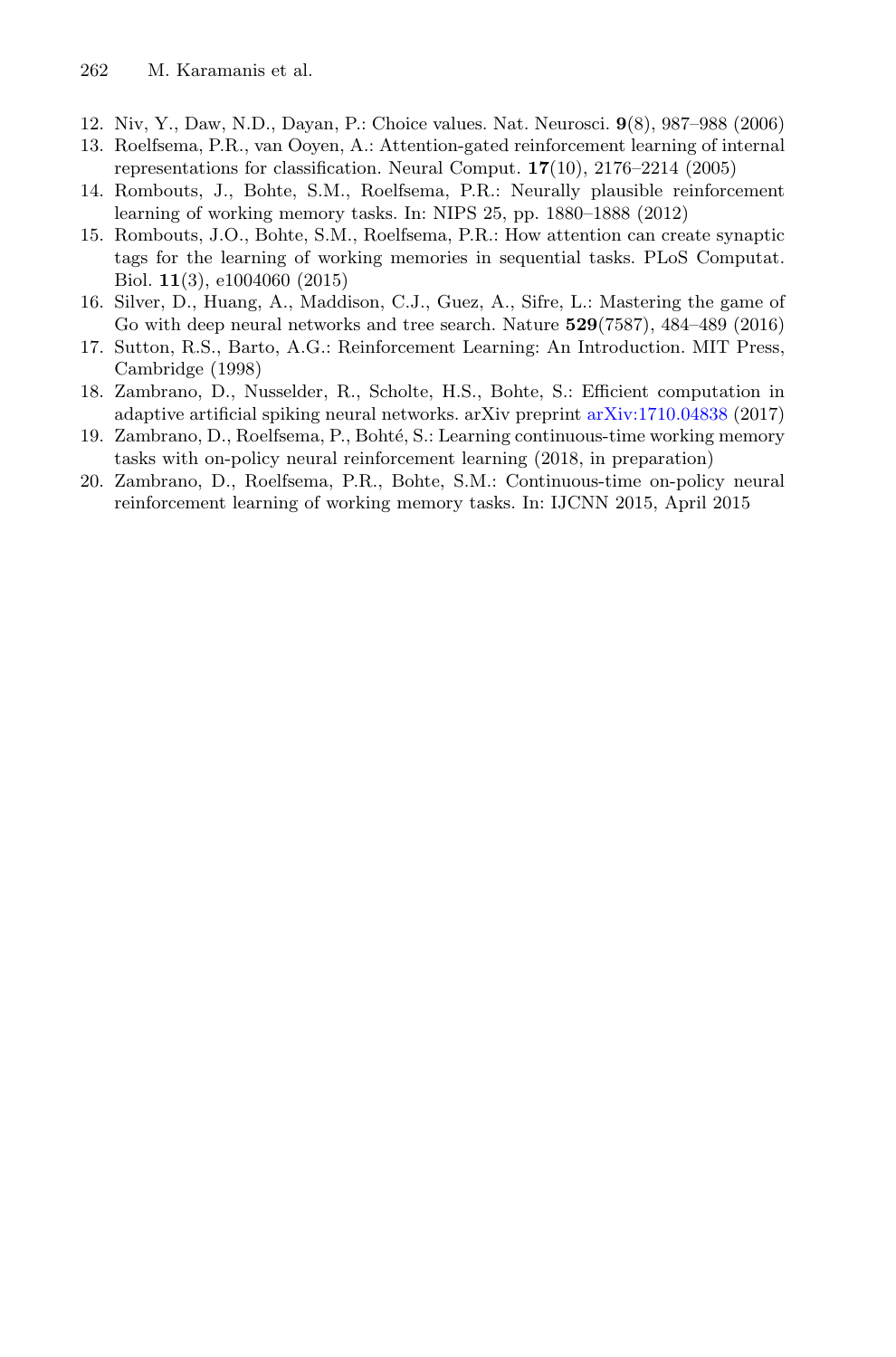12. Niv, Y., Daw, N.D., Dayan, P.: Choice values. Nat. Neurosci. **9**(8), 987–988 (2006)
13. Roelfsema, P.R., van Ooyen, A.: Attention-gated reinforcement learning of internal representations for classification. Neural Comput. **17**(10), 2176–2214 (2005)
14. Rombouts, J., Bohte, S.M., Roelfsema, P.R.: Neurally plausible reinforcement learning of working memory tasks. In: NIPS 25, pp. 1880–1888 (2012)
15. Rombouts, J.O., Bohte, S.M., Roelfsema, P.R.: How attention can create synaptic tags for the learning of working memories in sequential tasks. PLoS Computat. Biol. **11**(3), e1004060 (2015)
16. Silver, D., Huang, A., Maddison, C.J., Guez, A., Sifre, L.: Mastering the game of Go with deep neural networks and tree search. Nature **529**(7587), 484–489 (2016)
17. Sutton, R.S., Barto, A.G.: Reinforcement Learning: An Introduction. MIT Press, Cambridge (1998)
18. Zambrano, D., Nusselder, R., Scholte, H.S., Bohte, S.: Efficient computation in adaptive artificial spiking neural networks. arXiv preprint arXiv:1710.04838 (2017)
19. Zambrano, D., Roelfsema, P., Bohté, S.: Learning continuous-time working memory tasks with on-policy neural reinforcement learning (2018, in preparation)
20. Zambrano, D., Roelfsema, P.R., Bohte, S.M.: Continuous-time on-policy neural reinforcement learning of working memory tasks. In: IJCNN 2015, April 2015